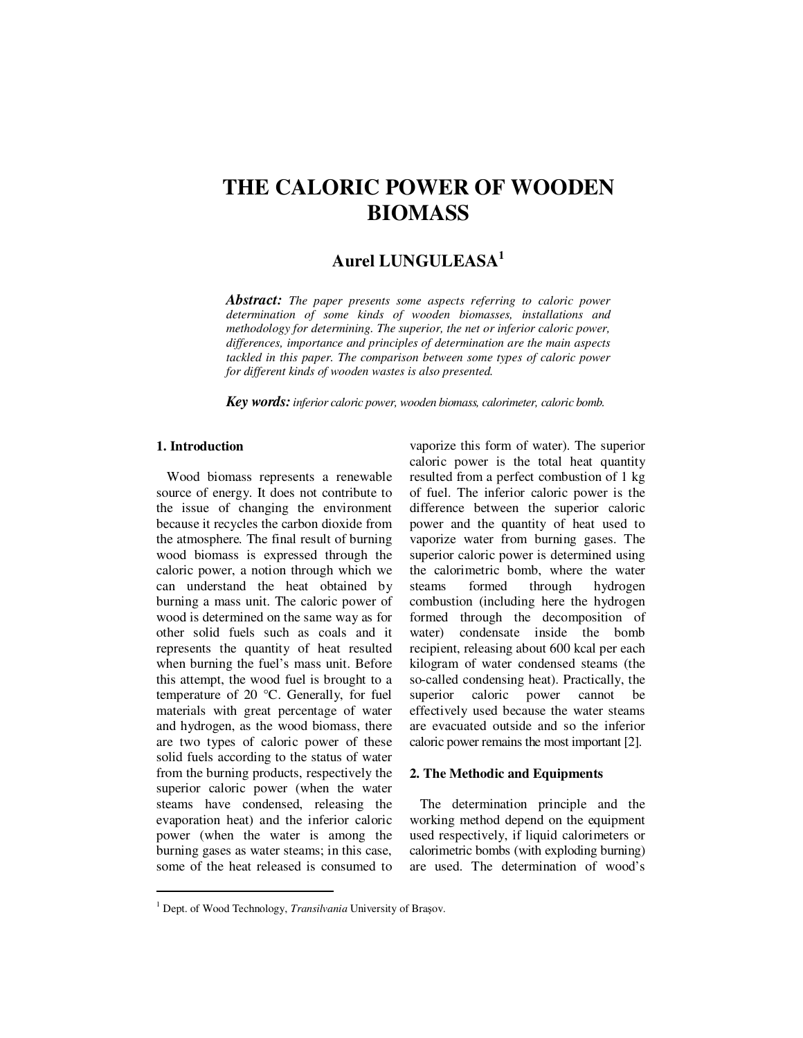# THE CALORIC POWER OF WOODEN BIOMASS

## Aurel LUNGULEASA[1]

***Abstract:*** *The paper presents some aspects referring to caloric power determination of some kinds of wooden biomasses, installations and methodology for determining. The superior, the net or inferior caloric power, differences, importance and principles of determination are the main aspects tackled in this paper. The comparison between some types of caloric power for different kinds of wooden wastes is also presented.*

***Key words:*** *inferior caloric power, wooden biomass, calorimeter, caloric bomb.*

### 1. Introduction

Wood biomass represents a renewable source of energy. It does not contribute to the issue of changing the environment because it recycles the carbon dioxide from the atmosphere. The final result of burning wood biomass is expressed through the caloric power, a notion through which we can understand the heat obtained by burning a mass unit. The caloric power of wood is determined on the same way as for other solid fuels such as coals and it represents the quantity of heat resulted when burning the fuel's mass unit. Before this attempt, the wood fuel is brought to a temperature of 20 °C. Generally, for fuel materials with great percentage of water and hydrogen, as the wood biomass, there are two types of caloric power of these solid fuels according to the status of water from the burning products, respectively the superior caloric power (when the water steams have condensed, releasing the evaporation heat) and the inferior caloric power (when the water is among the burning gases as water steams; in this case, some of the heat released is consumed to vaporize this form of water). The superior caloric power is the total heat quantity resulted from a perfect combustion of 1 kg of fuel. The inferior caloric power is the difference between the superior caloric power and the quantity of heat used to vaporize water from burning gases. The superior caloric power is determined using the calorimetric bomb, where the water steams formed through hydrogen combustion (including here the hydrogen formed through the decomposition of water) condensate inside the bomb recipient, releasing about 600 kcal per each kilogram of water condensed steams (the so-called condensing heat). Practically, the superior caloric power cannot be effectively used because the water steams are evacuated outside and so the inferior caloric power remains the most important [2].

### 2. The Methodic and Equipments

The determination principle and the working method depend on the equipment used respectively, if liquid calorimeters or calorimetric bombs (with exploding burning) are used. The determination of wood's

---

[1] Dept. of Wood Technology, *Transilvania* University of Braşov.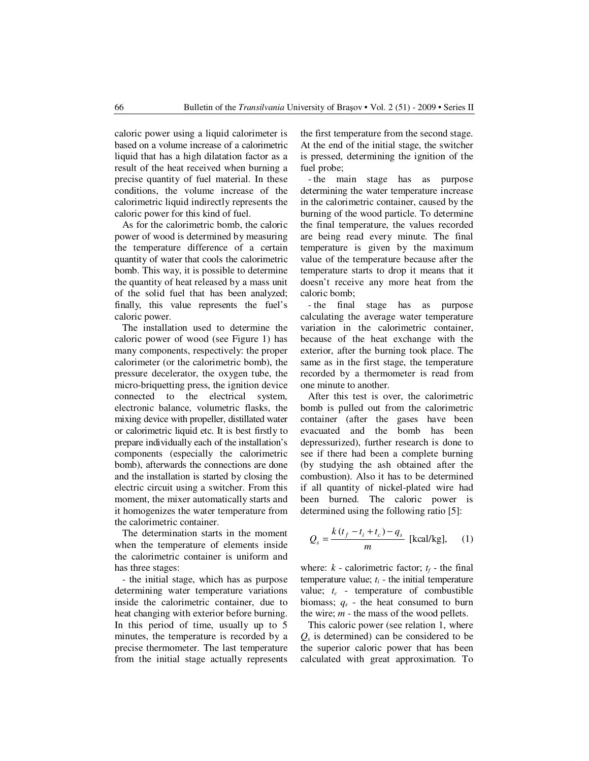caloric power using a liquid calorimeter is based on a volume increase of a calorimetric liquid that has a high dilatation factor as a result of the heat received when burning a precise quantity of fuel material. In these conditions, the volume increase of the calorimetric liquid indirectly represents the caloric power for this kind of fuel.

As for the calorimetric bomb, the caloric power of wood is determined by measuring the temperature difference of a certain quantity of water that cools the calorimetric bomb. This way, it is possible to determine the quantity of heat released by a mass unit of the solid fuel that has been analyzed; finally, this value represents the fuel's caloric power.

The installation used to determine the caloric power of wood (see Figure 1) has many components, respectively: the proper calorimeter (or the calorimetric bomb), the pressure decelerator, the oxygen tube, the micro-briquetting press, the ignition device connected to the electrical system, electronic balance, volumetric flasks, the mixing device with propeller, distilled water or calorimetric liquid etc. It is best firstly to prepare individually each of the installation's components (especially the calorimetric bomb), afterwards the connections are done and the installation is started by closing the electric circuit using a switcher. From this moment, the mixer automatically starts and it homogenizes the water temperature from the calorimetric container.

The determination starts in the moment when the temperature of elements inside the calorimetric container is uniform and has three stages:

- the initial stage, which has as purpose determining water temperature variations inside the calorimetric container, due to heat changing with exterior before burning. In this period of time, usually up to 5 minutes, the temperature is recorded by a precise thermometer. The last temperature from the initial stage actually represents the first temperature from the second stage. At the end of the initial stage, the switcher is pressed, determining the ignition of the fuel probe;
- the main stage has as purpose determining the water temperature increase in the calorimetric container, caused by the burning of the wood particle. To determine the final temperature, the values recorded are being read every minute. The final temperature is given by the maximum value of the temperature because after the temperature starts to drop it means that it doesn't receive any more heat from the caloric bomb;
- the final stage has as purpose calculating the average water temperature variation in the calorimetric container, because of the heat exchange with the exterior, after the burning took place. The same as in the first stage, the temperature recorded by a thermometer is read from one minute to another.

After this test is over, the calorimetric bomb is pulled out from the calorimetric container (after the gases have been evacuated and the bomb has been depressurized), further research is done to see if there had been a complete burning (by studying the ash obtained after the combustion). Also it has to be determined if all quantity of nickel-plated wire had been burned. The caloric power is determined using the following ratio [5]:

$$Q_s = \frac{k\,(t_f - t_i + t_c) - q_s}{m} \text{ [kcal/kg]}, \qquad (1)$$

where: $k$ - calorimetric factor; $t_f$ - the final temperature value; $t_i$ - the initial temperature value; $t_c$ - temperature of combustible biomass; $q_s$ - the heat consumed to burn the wire; $m$ - the mass of the wood pellets.

This caloric power (see relation 1, where $Q_s$ is determined) can be considered to be the superior caloric power that has been calculated with great approximation. To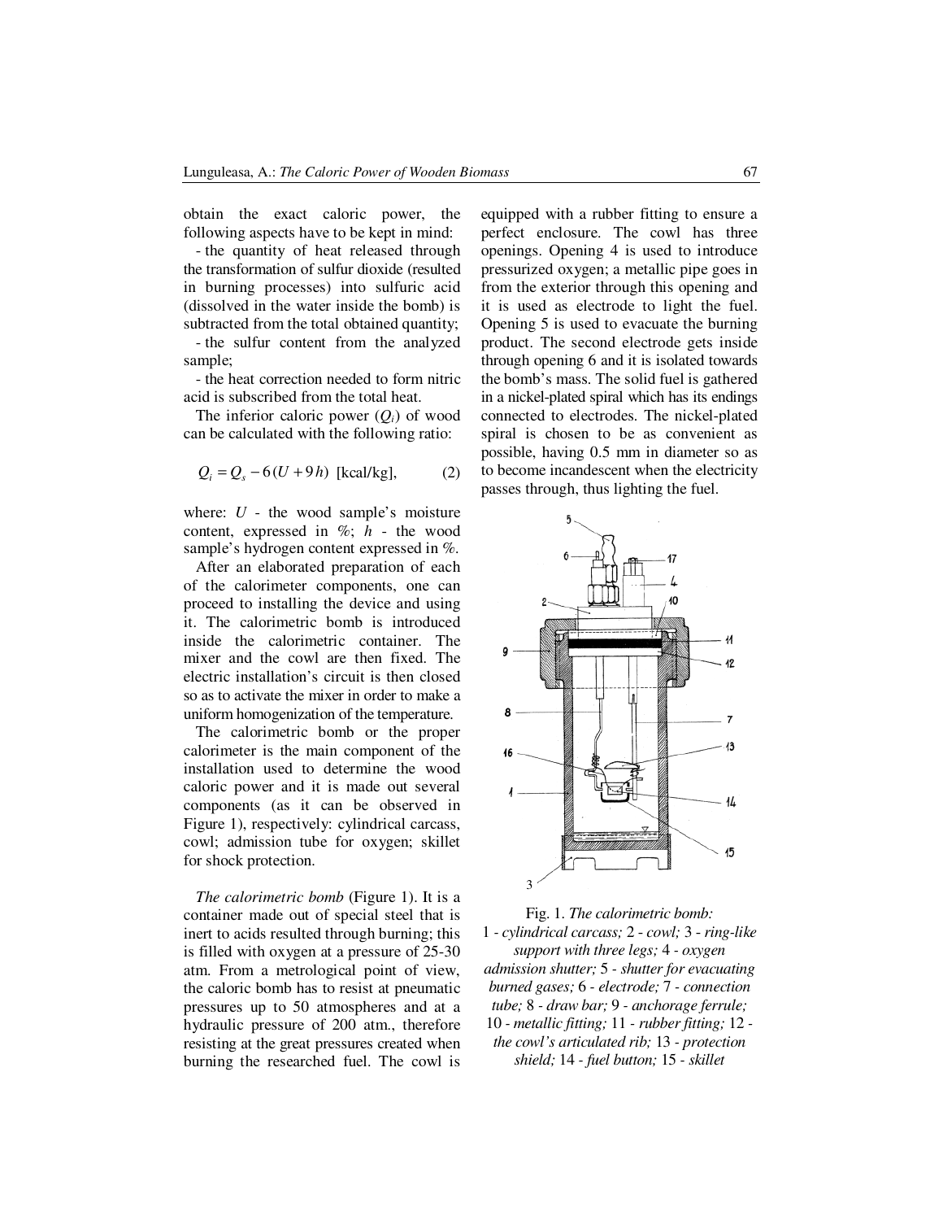obtain the exact caloric power, the following aspects have to be kept in mind:

- the quantity of heat released through the transformation of sulfur dioxide (resulted in burning processes) into sulfuric acid (dissolved in the water inside the bomb) is subtracted from the total obtained quantity;
- the sulfur content from the analyzed sample;
- the heat correction needed to form nitric acid is subscribed from the total heat.

The inferior caloric power ($Q_i$) of wood can be calculated with the following ratio:

$$Q_i = Q_s - 6(U + 9h) \text{ [kcal/kg]}, \qquad (2)$$

where: $U$ - the wood sample's moisture content, expressed in %; $h$ - the wood sample's hydrogen content expressed in %.

After an elaborated preparation of each of the calorimeter components, one can proceed to installing the device and using it. The calorimetric bomb is introduced inside the calorimetric container. The mixer and the cowl are then fixed. The electric installation's circuit is then closed so as to activate the mixer in order to make a uniform homogenization of the temperature.

The calorimetric bomb or the proper calorimeter is the main component of the installation used to determine the wood caloric power and it is made out several components (as it can be observed in Figure 1), respectively: cylindrical carcass, cowl; admission tube for oxygen; skillet for shock protection.

*The calorimetric bomb* (Figure 1). It is a container made out of special steel that is inert to acids resulted through burning; this is filled with oxygen at a pressure of 25-30 atm. From a metrological point of view, the caloric bomb has to resist at pneumatic pressures up to 50 atmospheres and at a hydraulic pressure of 200 atm., therefore resisting at the great pressures created when burning the researched fuel. The cowl is equipped with a rubber fitting to ensure a perfect enclosure. The cowl has three openings. Opening 4 is used to introduce pressurized oxygen; a metallic pipe goes in from the exterior through this opening and it is used as electrode to light the fuel. Opening 5 is used to evacuate the burning product. The second electrode gets inside through opening 6 and it is isolated towards the bomb's mass. The solid fuel is gathered in a nickel-plated spiral which has its endings connected to electrodes. The nickel-plated spiral is chosen to be as convenient as possible, having 0.5 mm in diameter so as to become incandescent when the electricity passes through, thus lighting the fuel.

Fig. 1. *The calorimetric bomb:* 1 - *cylindrical carcass;* 2 - *cowl;* 3 - *ring-like support with three legs;* 4 - *oxygen admission shutter;* 5 - *shutter for evacuating burned gases;* 6 - *electrode;* 7 - *connection tube;* 8 - *draw bar;* 9 - *anchorage ferrule;* 10 - *metallic fitting;* 11 - *rubber fitting;* 12 - *the cowl's articulated rib;* 13 - *protection shield;* 14 - *fuel button;* 15 - *skillet*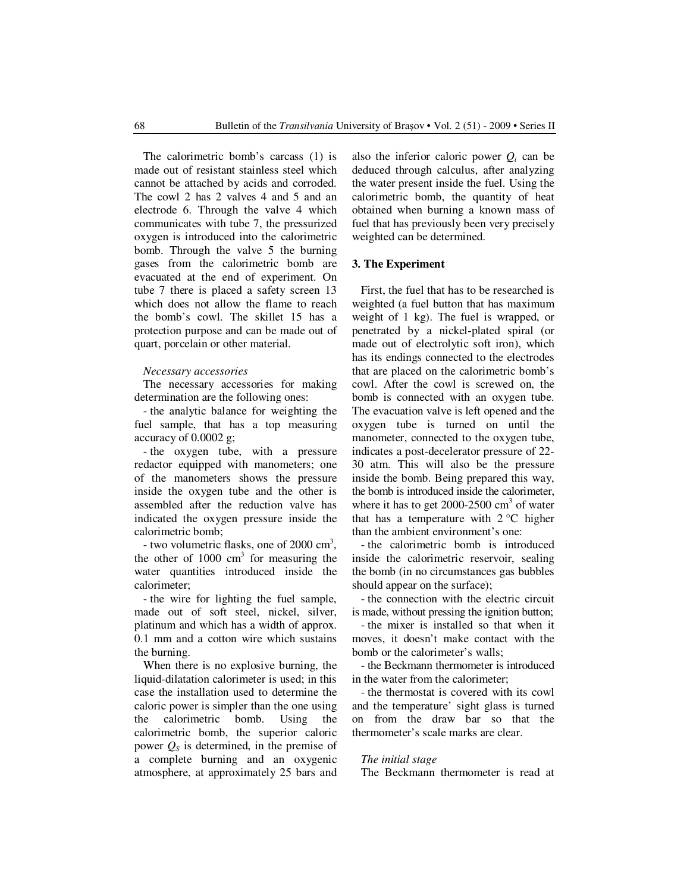The calorimetric bomb's carcass (1) is made out of resistant stainless steel which cannot be attached by acids and corroded. The cowl 2 has 2 valves 4 and 5 and an electrode 6. Through the valve 4 which communicates with tube 7, the pressurized oxygen is introduced into the calorimetric bomb. Through the valve 5 the burning gases from the calorimetric bomb are evacuated at the end of experiment. On tube 7 there is placed a safety screen 13 which does not allow the flame to reach the bomb's cowl. The skillet 15 has a protection purpose and can be made out of quart, porcelain or other material.

*Necessary accessories*

The necessary accessories for making determination are the following ones:

- the analytic balance for weighting the fuel sample, that has a top measuring accuracy of 0.0002 g;
- the oxygen tube, with a pressure redactor equipped with manometers; one of the manometers shows the pressure inside the oxygen tube and the other is assembled after the reduction valve has indicated the oxygen pressure inside the calorimetric bomb;
- two volumetric flasks, one of 2000 cm$^3$, the other of 1000 cm$^3$ for measuring the water quantities introduced inside the calorimeter;
- the wire for lighting the fuel sample, made out of soft steel, nickel, silver, platinum and which has a width of approx. 0.1 mm and a cotton wire which sustains the burning.

When there is no explosive burning, the liquid-dilatation calorimeter is used; in this case the installation used to determine the caloric power is simpler than the one using the calorimetric bomb. Using the calorimetric bomb, the superior caloric power $Q_S$ is determined, in the premise of a complete burning and an oxygenic atmosphere, at approximately 25 bars and also the inferior caloric power $Q_i$ can be deduced through calculus, after analyzing the water present inside the fuel. Using the calorimetric bomb, the quantity of heat obtained when burning a known mass of fuel that has previously been very precisely weighted can be determined.

## 3. The Experiment

First, the fuel that has to be researched is weighted (a fuel button that has maximum weight of 1 kg). The fuel is wrapped, or penetrated by a nickel-plated spiral (or made out of electrolytic soft iron), which has its endings connected to the electrodes that are placed on the calorimetric bomb's cowl. After the cowl is screwed on, the bomb is connected with an oxygen tube. The evacuation valve is left opened and the oxygen tube is turned on until the manometer, connected to the oxygen tube, indicates a post-decelerator pressure of 22-30 atm. This will also be the pressure inside the bomb. Being prepared this way, the bomb is introduced inside the calorimeter, where it has to get 2000-2500 cm$^3$ of water that has a temperature with 2 °C higher than the ambient environment's one:

- the calorimetric bomb is introduced inside the calorimetric reservoir, sealing the bomb (in no circumstances gas bubbles should appear on the surface);
- the connection with the electric circuit is made, without pressing the ignition button;
- the mixer is installed so that when it moves, it doesn't make contact with the bomb or the calorimeter's walls;
- the Beckmann thermometer is introduced in the water from the calorimeter;
- the thermostat is covered with its cowl and the temperature' sight glass is turned on from the draw bar so that the thermometer's scale marks are clear.

*The initial stage*

The Beckmann thermometer is read at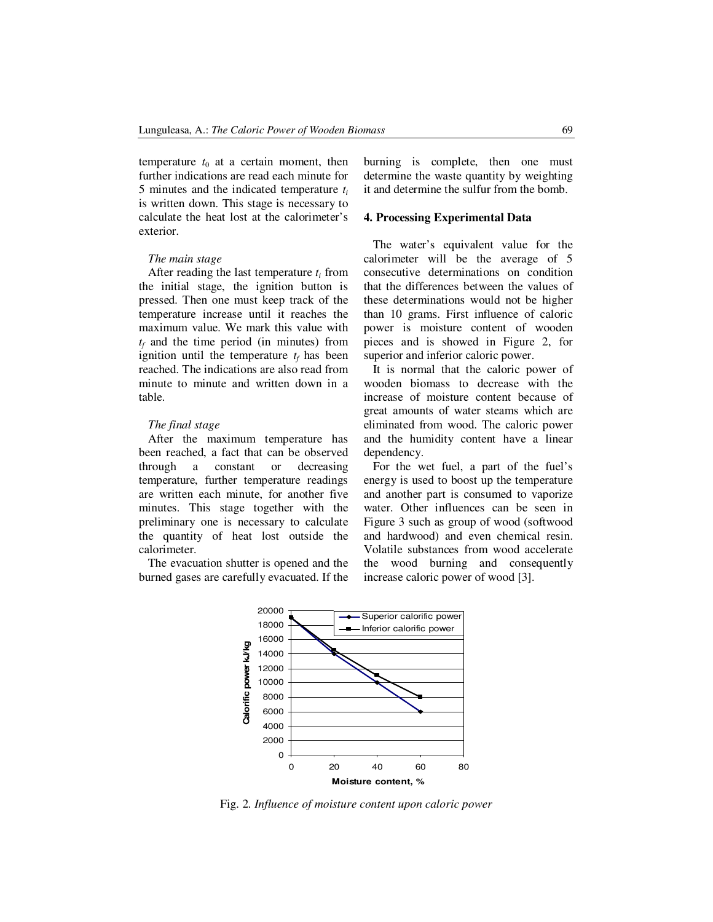temperature $t_0$ at a certain moment, then further indications are read each minute for 5 minutes and the indicated temperature $t_i$ is written down. This stage is necessary to calculate the heat lost at the calorimeter's exterior.

*The main stage*

After reading the last temperature $t_i$ from the initial stage, the ignition button is pressed. Then one must keep track of the temperature increase until it reaches the maximum value. We mark this value with $t_f$ and the time period (in minutes) from ignition until the temperature $t_f$ has been reached. The indications are also read from minute to minute and written down in a table.

*The final stage*

After the maximum temperature has been reached, a fact that can be observed through a constant or decreasing temperature, further temperature readings are written each minute, for another five minutes. This stage together with the preliminary one is necessary to calculate the quantity of heat lost outside the calorimeter.

The evacuation shutter is opened and the burned gases are carefully evacuated. If the burning is complete, then one must determine the waste quantity by weighting it and determine the sulfur from the bomb.

## 4. Processing Experimental Data

The water's equivalent value for the calorimeter will be the average of 5 consecutive determinations on condition that the differences between the values of these determinations would not be higher than 10 grams. First influence of caloric power is moisture content of wooden pieces and is showed in Figure 2, for superior and inferior caloric power.

It is normal that the caloric power of wooden biomass to decrease with the increase of moisture content because of great amounts of water steams which are eliminated from wood. The caloric power and the humidity content have a linear dependency.

For the wet fuel, a part of the fuel's energy is used to boost up the temperature and another part is consumed to vaporize water. Other influences can be seen in Figure 3 such as group of wood (softwood and hardwood) and even chemical resin. Volatile substances from wood accelerate the wood burning and consequently increase caloric power of wood [3].

Fig. 2. *Influence of moisture content upon caloric power*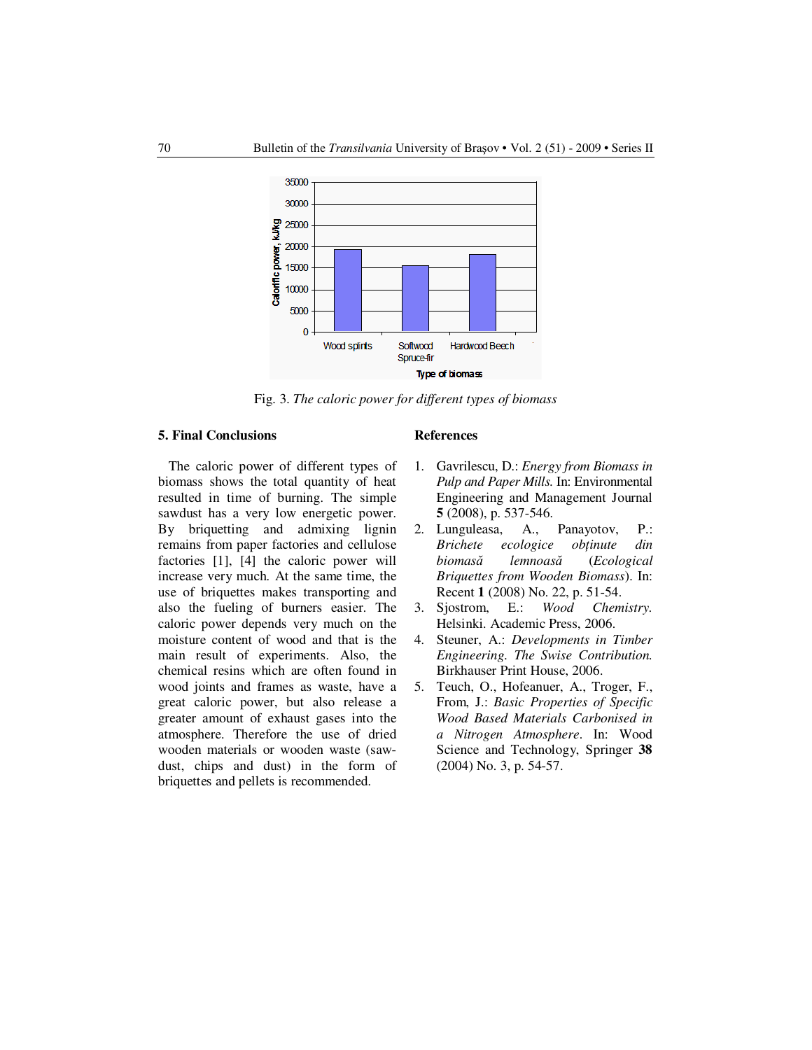35000
30000
25000
20000
15000
10000
5000
0

Calorific power, kJ/kg

Wood splints
Softwood Spruce-fir
Hardwood Beech

Type of biomass

Fig. 3. *The caloric power for different types of biomass*

## 5. Final Conclusions

The caloric power of different types of biomass shows the total quantity of heat resulted in time of burning. The simple sawdust has a very low energetic power. By briquetting and admixing lignin remains from paper factories and cellulose factories [1], [4] the caloric power will increase very much. At the same time, the use of briquettes makes transporting and also the fueling of burners easier. The caloric power depends very much on the moisture content of wood and that is the main result of experiments. Also, the chemical resins which are often found in wood joints and frames as waste, have a great caloric power, but also release a greater amount of exhaust gases into the atmosphere. Therefore the use of dried wooden materials or wooden waste (saw-dust, chips and dust) in the form of briquettes and pellets is recommended.

## References

1. Gavrilescu, D.: *Energy from Biomass in Pulp and Paper Mills.* In: Environmental Engineering and Management Journal **5** (2008), p. 537-546.
2. Lunguleasa, A., Panayotov, P.: *Brichete ecologice obținute din biomasă lemnoasă* (*Ecological Briquettes from Wooden Biomass*). In: Recent **1** (2008) No. 22, p. 51-54.
3. Sjostrom, E.: *Wood Chemistry.* Helsinki. Academic Press, 2006.
4. Steuner, A.: *Developments in Timber Engineering. The Swise Contribution.* Birkhauser Print House, 2006.
5. Teuch, O., Hofeanuer, A., Troger, F., From, J.: *Basic Properties of Specific Wood Based Materials Carbonised in a Nitrogen Atmosphere*. In: Wood Science and Technology, Springer **38** (2004) No. 3, p. 54-57.